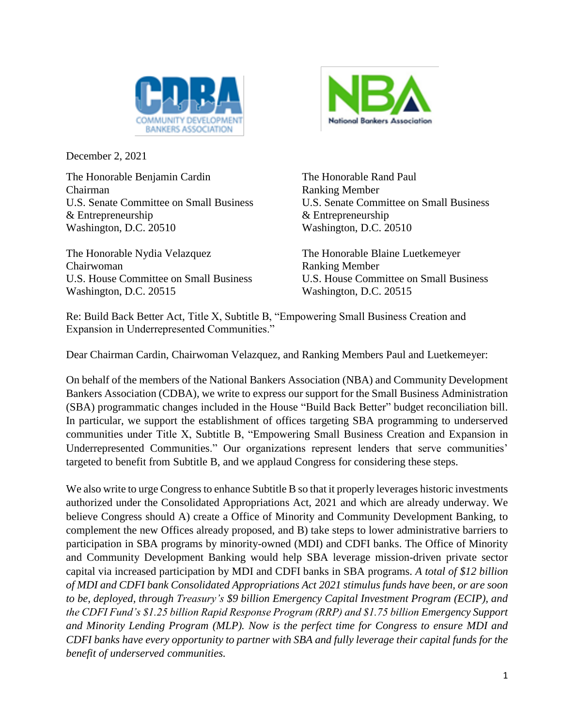December 2, 2021

The Honorable Benjamin Cardin
Chairman
U.S. Senate Committee on Small Business
& Entrepreneurship
Washington, D.C. 20510

The Honorable Rand Paul
Ranking Member
U.S. Senate Committee on Small Business
& Entrepreneurship
Washington, D.C. 20510

The Honorable Nydia Velazquez
Chairwoman
U.S. House Committee on Small Business
Washington, D.C. 20515

The Honorable Blaine Luetkemeyer
Ranking Member
U.S. House Committee on Small Business
Washington, D.C. 20515

Re: Build Back Better Act, Title X, Subtitle B, "Empowering Small Business Creation and Expansion in Underrepresented Communities."

Dear Chairman Cardin, Chairwoman Velazquez, and Ranking Members Paul and Luetkemeyer:

On behalf of the members of the National Bankers Association (NBA) and Community Development Bankers Association (CDBA), we write to express our support for the Small Business Administration (SBA) programmatic changes included in the House "Build Back Better" budget reconciliation bill. In particular, we support the establishment of offices targeting SBA programming to underserved communities under Title X, Subtitle B, "Empowering Small Business Creation and Expansion in Underrepresented Communities." Our organizations represent lenders that serve communities' targeted to benefit from Subtitle B, and we applaud Congress for considering these steps.

We also write to urge Congress to enhance Subtitle B so that it properly leverages historic investments authorized under the Consolidated Appropriations Act, 2021 and which are already underway. We believe Congress should A) create a Office of Minority and Community Development Banking, to complement the new Offices already proposed, and B) take steps to lower administrative barriers to participation in SBA programs by minority-owned (MDI) and CDFI banks. The Office of Minority and Community Development Banking would help SBA leverage mission-driven private sector capital via increased participation by MDI and CDFI banks in SBA programs. *A total of $12 billion of MDI and CDFI bank Consolidated Appropriations Act 2021 stimulus funds have been, or are soon to be, deployed, through Treasury's $9 billion Emergency Capital Investment Program (ECIP), and the CDFI Fund's $1.25 billion Rapid Response Program (RRP) and $1.75 billion Emergency Support and Minority Lending Program (MLP). Now is the perfect time for Congress to ensure MDI and CDFI banks have every opportunity to partner with SBA and fully leverage their capital funds for the benefit of underserved communities.*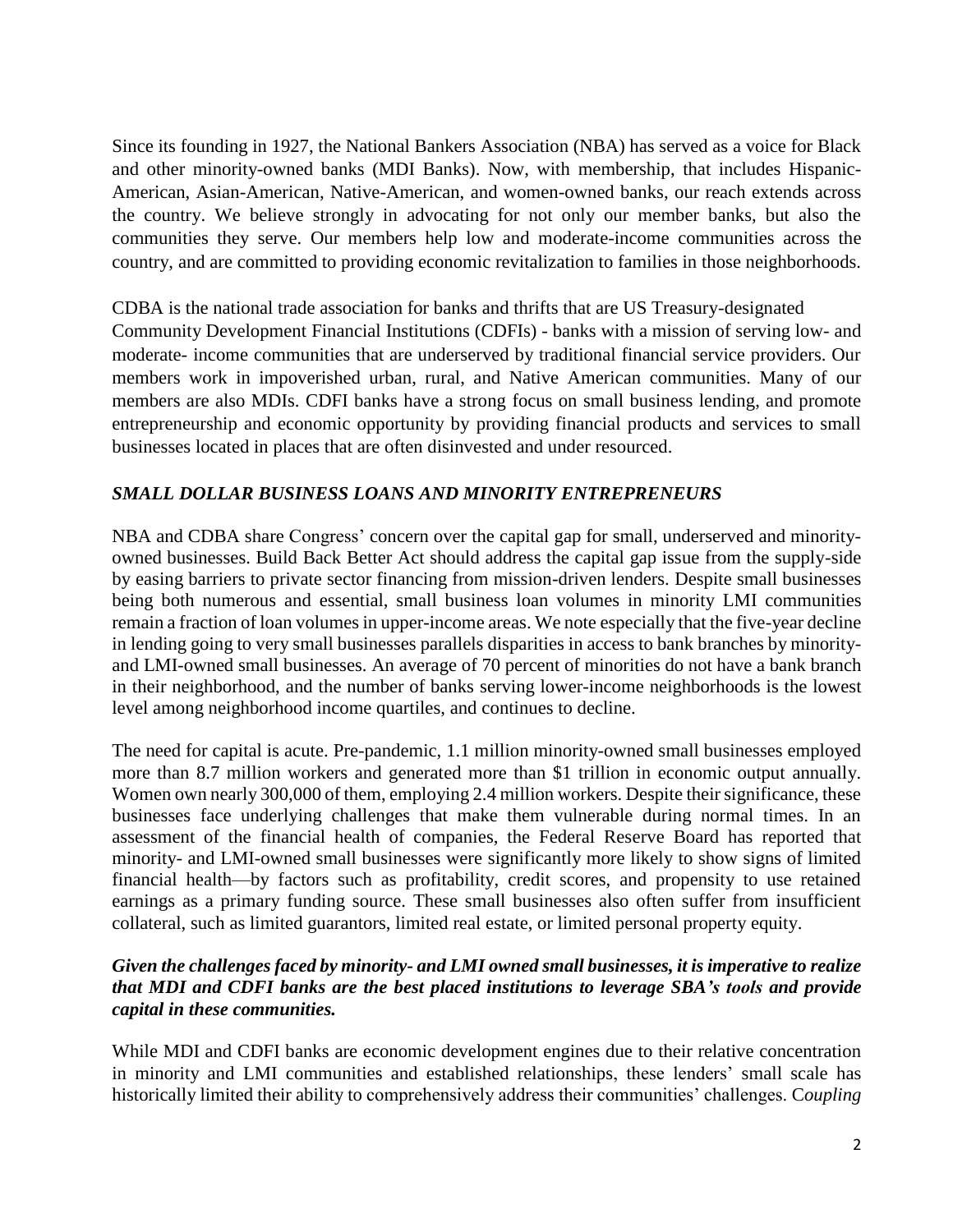Since its founding in 1927, the National Bankers Association (NBA) has served as a voice for Black and other minority-owned banks (MDI Banks). Now, with membership, that includes Hispanic-American, Asian-American, Native-American, and women-owned banks, our reach extends across the country. We believe strongly in advocating for not only our member banks, but also the communities they serve. Our members help low and moderate-income communities across the country, and are committed to providing economic revitalization to families in those neighborhoods.

CDBA is the national trade association for banks and thrifts that are US Treasury-designated Community Development Financial Institutions (CDFIs) - banks with a mission of serving low- and moderate- income communities that are underserved by traditional financial service providers. Our members work in impoverished urban, rural, and Native American communities. Many of our members are also MDIs. CDFI banks have a strong focus on small business lending, and promote entrepreneurship and economic opportunity by providing financial products and services to small businesses located in places that are often disinvested and under resourced.

### *SMALL DOLLAR BUSINESS LOANS AND MINORITY ENTREPRENEURS*

NBA and CDBA share Congress' concern over the capital gap for small, underserved and minority-owned businesses. Build Back Better Act should address the capital gap issue from the supply-side by easing barriers to private sector financing from mission-driven lenders. Despite small businesses being both numerous and essential, small business loan volumes in minority LMI communities remain a fraction of loan volumes in upper-income areas. We note especially that the five-year decline in lending going to very small businesses parallels disparities in access to bank branches by minority- and LMI-owned small businesses. An average of 70 percent of minorities do not have a bank branch in their neighborhood, and the number of banks serving lower-income neighborhoods is the lowest level among neighborhood income quartiles, and continues to decline.

The need for capital is acute. Pre-pandemic, 1.1 million minority-owned small businesses employed more than 8.7 million workers and generated more than $1 trillion in economic output annually. Women own nearly 300,000 of them, employing 2.4 million workers. Despite their significance, these businesses face underlying challenges that make them vulnerable during normal times. In an assessment of the financial health of companies, the Federal Reserve Board has reported that minority- and LMI-owned small businesses were significantly more likely to show signs of limited financial health—by factors such as profitability, credit scores, and propensity to use retained earnings as a primary funding source. These small businesses also often suffer from insufficient collateral, such as limited guarantors, limited real estate, or limited personal property equity.

***Given the challenges faced by minority- and LMI owned small businesses, it is imperative to realize that MDI and CDFI banks are the best placed institutions to leverage SBA's tools and provide capital in these communities.***

While MDI and CDFI banks are economic development engines due to their relative concentration in minority and LMI communities and established relationships, these lenders' small scale has historically limited their ability to comprehensively address their communities' challenges. C*oupling*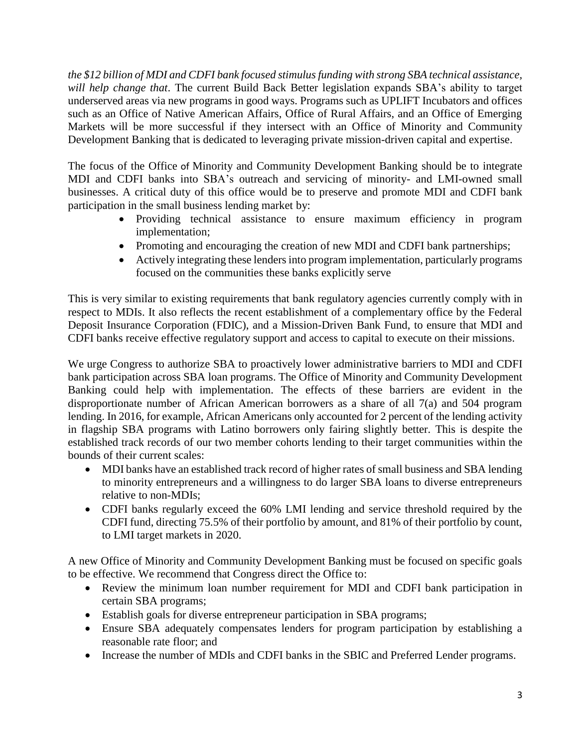*the $12 billion of MDI and CDFI bank focused stimulus funding with strong SBA technical assistance, will help change that*. The current Build Back Better legislation expands SBA's ability to target underserved areas via new programs in good ways. Programs such as UPLIFT Incubators and offices such as an Office of Native American Affairs, Office of Rural Affairs, and an Office of Emerging Markets will be more successful if they intersect with an Office of Minority and Community Development Banking that is dedicated to leveraging private mission-driven capital and expertise.

The focus of the Office of Minority and Community Development Banking should be to integrate MDI and CDFI banks into SBA's outreach and servicing of minority- and LMI-owned small businesses. A critical duty of this office would be to preserve and promote MDI and CDFI bank participation in the small business lending market by:

- Providing technical assistance to ensure maximum efficiency in program implementation;
- Promoting and encouraging the creation of new MDI and CDFI bank partnerships;
- Actively integrating these lenders into program implementation, particularly programs focused on the communities these banks explicitly serve

This is very similar to existing requirements that bank regulatory agencies currently comply with in respect to MDIs. It also reflects the recent establishment of a complementary office by the Federal Deposit Insurance Corporation (FDIC), and a Mission-Driven Bank Fund, to ensure that MDI and CDFI banks receive effective regulatory support and access to capital to execute on their missions.

We urge Congress to authorize SBA to proactively lower administrative barriers to MDI and CDFI bank participation across SBA loan programs. The Office of Minority and Community Development Banking could help with implementation. The effects of these barriers are evident in the disproportionate number of African American borrowers as a share of all 7(a) and 504 program lending. In 2016, for example, African Americans only accounted for 2 percent of the lending activity in flagship SBA programs with Latino borrowers only fairing slightly better. This is despite the established track records of our two member cohorts lending to their target communities within the bounds of their current scales:

- MDI banks have an established track record of higher rates of small business and SBA lending to minority entrepreneurs and a willingness to do larger SBA loans to diverse entrepreneurs relative to non-MDIs;
- CDFI banks regularly exceed the 60% LMI lending and service threshold required by the CDFI fund, directing 75.5% of their portfolio by amount, and 81% of their portfolio by count, to LMI target markets in 2020.

A new Office of Minority and Community Development Banking must be focused on specific goals to be effective. We recommend that Congress direct the Office to:

- Review the minimum loan number requirement for MDI and CDFI bank participation in certain SBA programs;
- Establish goals for diverse entrepreneur participation in SBA programs;
- Ensure SBA adequately compensates lenders for program participation by establishing a reasonable rate floor; and
- Increase the number of MDIs and CDFI banks in the SBIC and Preferred Lender programs.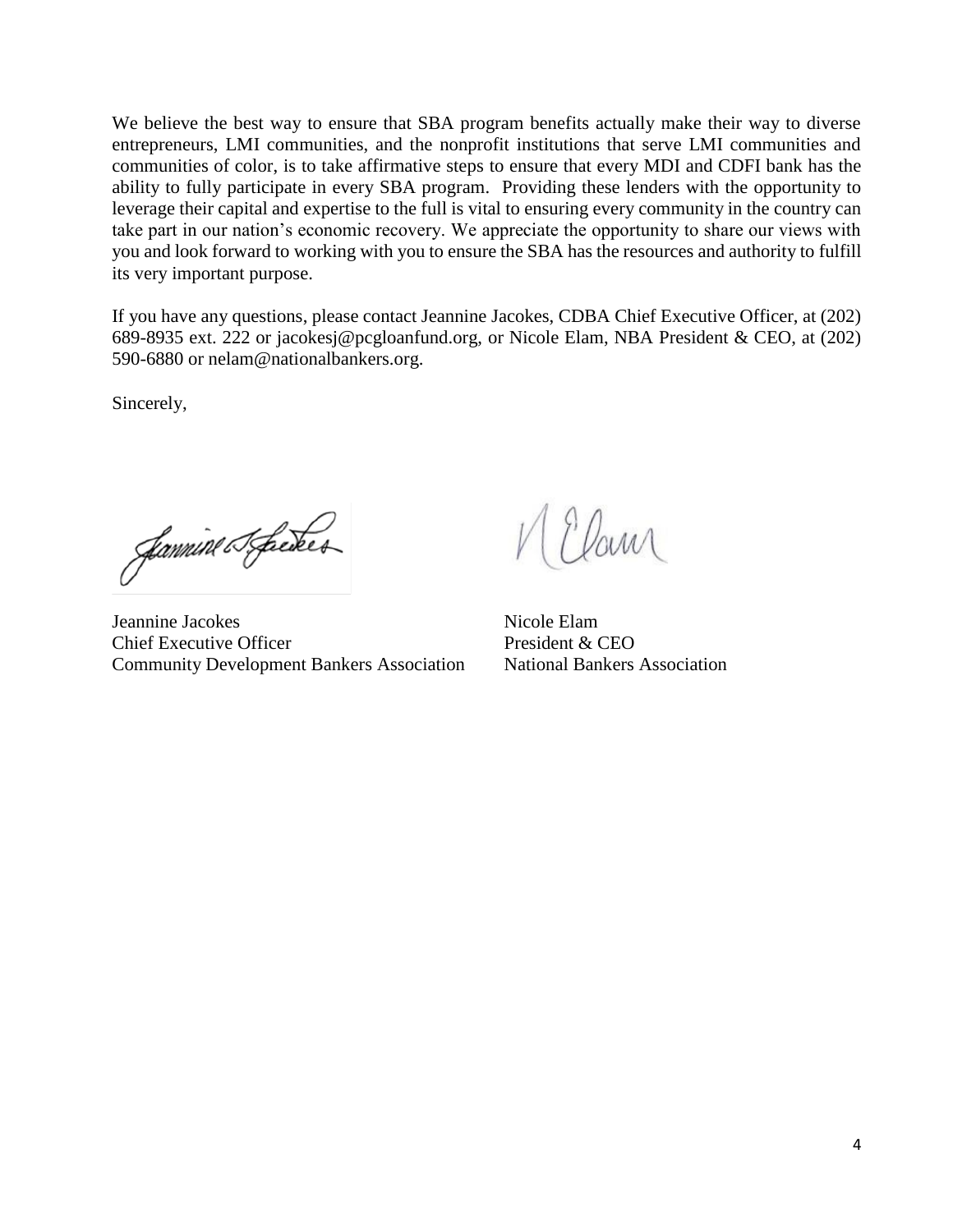We believe the best way to ensure that SBA program benefits actually make their way to diverse entrepreneurs, LMI communities, and the nonprofit institutions that serve LMI communities and communities of color, is to take affirmative steps to ensure that every MDI and CDFI bank has the ability to fully participate in every SBA program. Providing these lenders with the opportunity to leverage their capital and expertise to the full is vital to ensuring every community in the country can take part in our nation's economic recovery. We appreciate the opportunity to share our views with you and look forward to working with you to ensure the SBA has the resources and authority to fulfill its very important purpose.

If you have any questions, please contact Jeannine Jacokes, CDBA Chief Executive Officer, at (202) 689-8935 ext. 222 or jacokesj@pcgloanfund.org, or Nicole Elam, NBA President & CEO, at (202) 590-6880 or nelam@nationalbankers.org.

Sincerely,

Jeannine Jacokes
Chief Executive Officer
Community Development Bankers Association

Nicole Elam
President & CEO
National Bankers Association